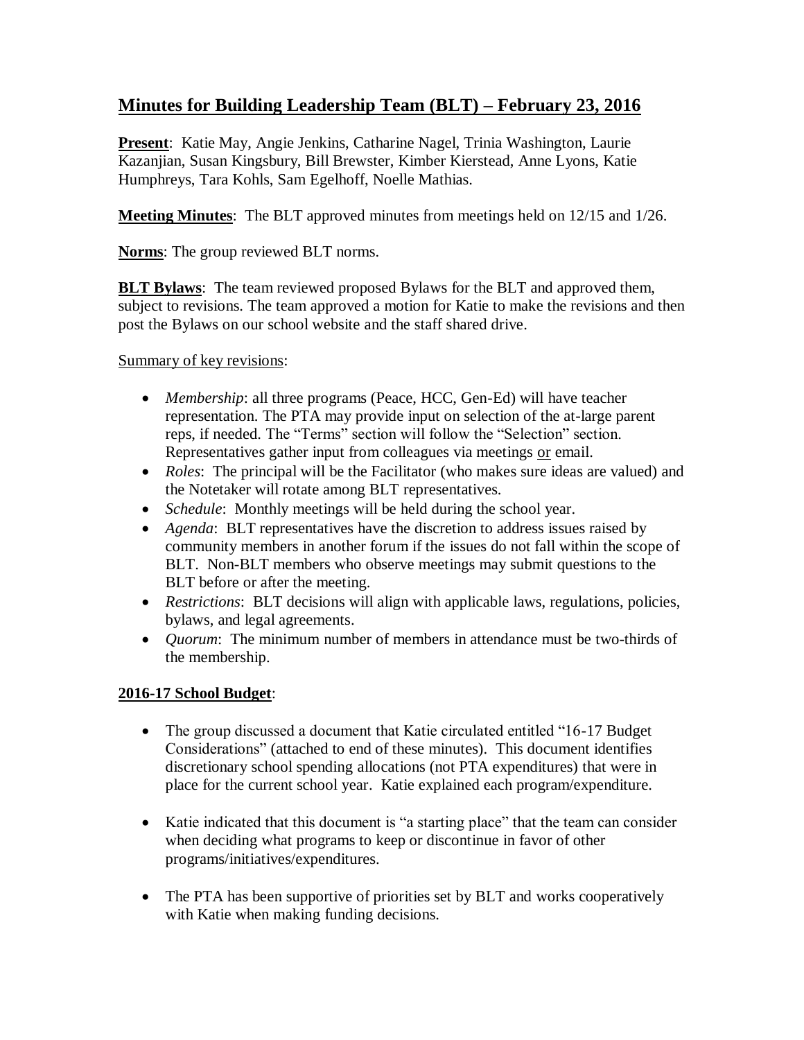# Minutes for Building Leadership Team (BLT) – February 23, 2016

**Present**: Katie May, Angie Jenkins, Catharine Nagel, Trinia Washington, Laurie Kazanjian, Susan Kingsbury, Bill Brewster, Kimber Kierstead, Anne Lyons, Katie Humphreys, Tara Kohls, Sam Egelhoff, Noelle Mathias.

**Meeting Minutes**: The BLT approved minutes from meetings held on 12/15 and 1/26.

**Norms**: The group reviewed BLT norms.

**BLT Bylaws**: The team reviewed proposed Bylaws for the BLT and approved them, subject to revisions. The team approved a motion for Katie to make the revisions and then post the Bylaws on our school website and the staff shared drive.

Summary of key revisions:

- *Membership*: all three programs (Peace, HCC, Gen-Ed) will have teacher representation. The PTA may provide input on selection of the at-large parent reps, if needed. The "Terms" section will follow the "Selection" section. Representatives gather input from colleagues via meetings or email.
- *Roles*: The principal will be the Facilitator (who makes sure ideas are valued) and the Notetaker will rotate among BLT representatives.
- *Schedule*: Monthly meetings will be held during the school year.
- *Agenda*: BLT representatives have the discretion to address issues raised by community members in another forum if the issues do not fall within the scope of BLT. Non-BLT members who observe meetings may submit questions to the BLT before or after the meeting.
- *Restrictions*: BLT decisions will align with applicable laws, regulations, policies, bylaws, and legal agreements.
- *Quorum*: The minimum number of members in attendance must be two-thirds of the membership.

**2016-17 School Budget**:

- The group discussed a document that Katie circulated entitled "16-17 Budget Considerations" (attached to end of these minutes). This document identifies discretionary school spending allocations (not PTA expenditures) that were in place for the current school year. Katie explained each program/expenditure.
- Katie indicated that this document is "a starting place" that the team can consider when deciding what programs to keep or discontinue in favor of other programs/initiatives/expenditures.
- The PTA has been supportive of priorities set by BLT and works cooperatively with Katie when making funding decisions.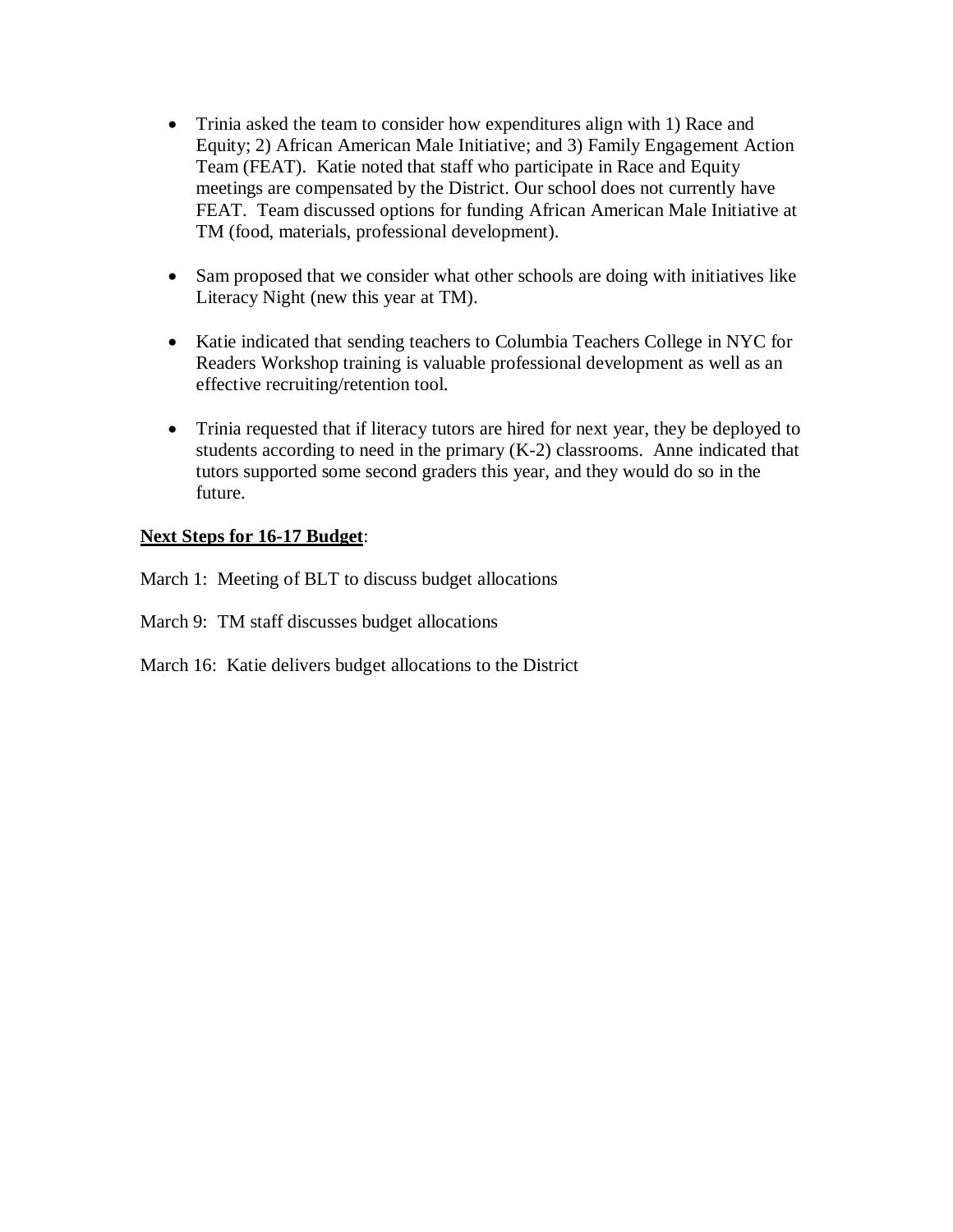- Trinia asked the team to consider how expenditures align with 1) Race and Equity; 2) African American Male Initiative; and 3) Family Engagement Action Team (FEAT). Katie noted that staff who participate in Race and Equity meetings are compensated by the District. Our school does not currently have FEAT. Team discussed options for funding African American Male Initiative at TM (food, materials, professional development).

- Sam proposed that we consider what other schools are doing with initiatives like Literacy Night (new this year at TM).

- Katie indicated that sending teachers to Columbia Teachers College in NYC for Readers Workshop training is valuable professional development as well as an effective recruiting/retention tool.

- Trinia requested that if literacy tutors are hired for next year, they be deployed to students according to need in the primary (K-2) classrooms. Anne indicated that tutors supported some second graders this year, and they would do so in the future.

**<u>Next Steps for 16-17 Budget</u>**:

March 1: Meeting of BLT to discuss budget allocations

March 9: TM staff discusses budget allocations

March 16: Katie delivers budget allocations to the District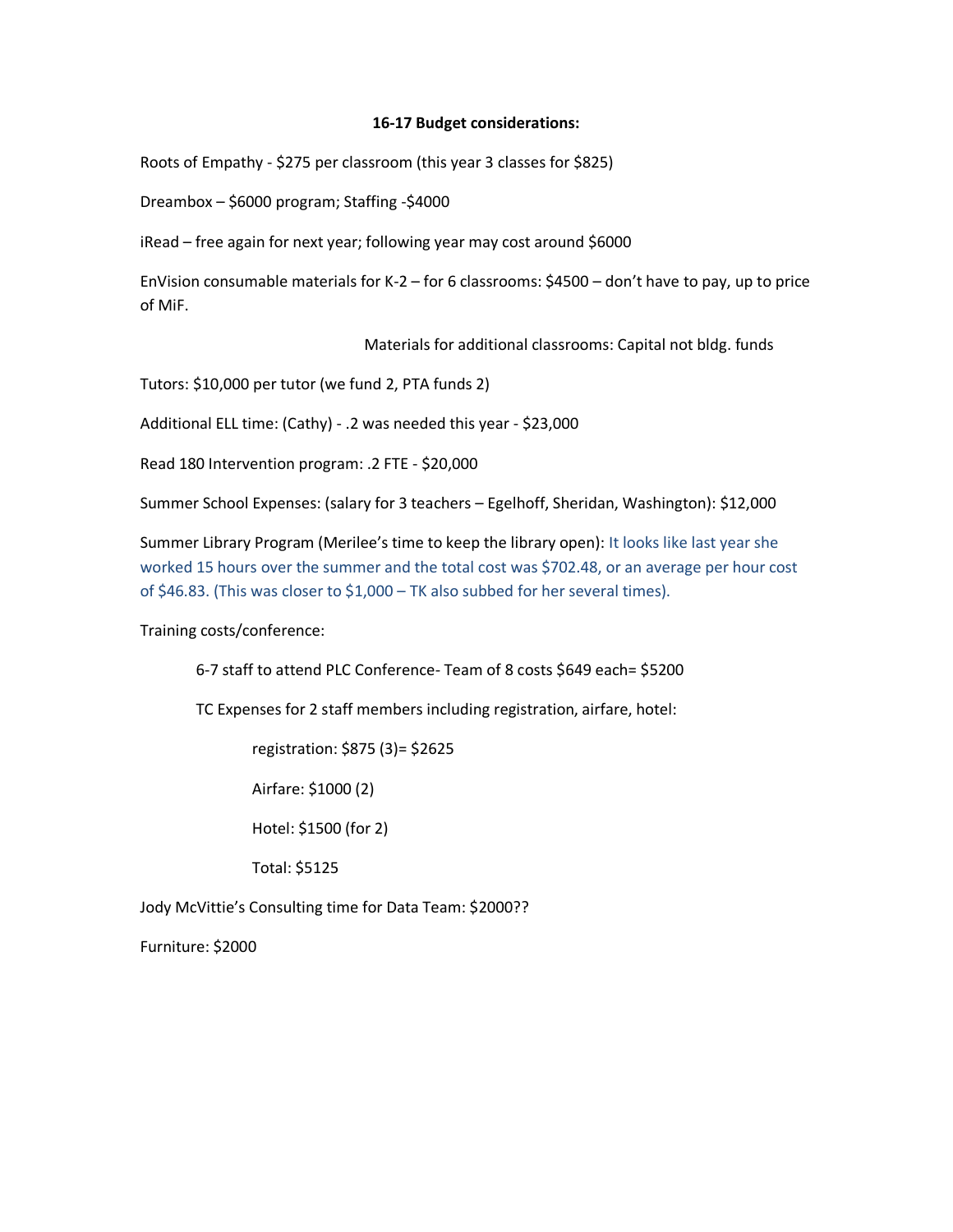**16-17 Budget considerations:**

Roots of Empathy - $275 per classroom (this year 3 classes for $825)

Dreambox – $6000 program; Staffing -$4000

iRead – free again for next year; following year may cost around $6000

EnVision consumable materials for K-2 – for 6 classrooms: $4500 – don't have to pay, up to price of MiF.

Materials for additional classrooms: Capital not bldg. funds

Tutors: $10,000 per tutor (we fund 2, PTA funds 2)

Additional ELL time: (Cathy) - .2 was needed this year - $23,000

Read 180 Intervention program: .2 FTE - $20,000

Summer School Expenses: (salary for 3 teachers – Egelhoff, Sheridan, Washington): $12,000

Summer Library Program (Merilee's time to keep the library open): It looks like last year she worked 15 hours over the summer and the total cost was $702.48, or an average per hour cost of $46.83. (This was closer to $1,000 – TK also subbed for her several times).

Training costs/conference:

- 6-7 staff to attend PLC Conference- Team of 8 costs $649 each= $5200
- TC Expenses for 2 staff members including registration, airfare, hotel:
  - registration: $875 (3)= $2625
  - Airfare: $1000 (2)
  - Hotel: $1500 (for 2)
  - Total: $5125

Jody McVittie's Consulting time for Data Team: $2000??

Furniture: $2000